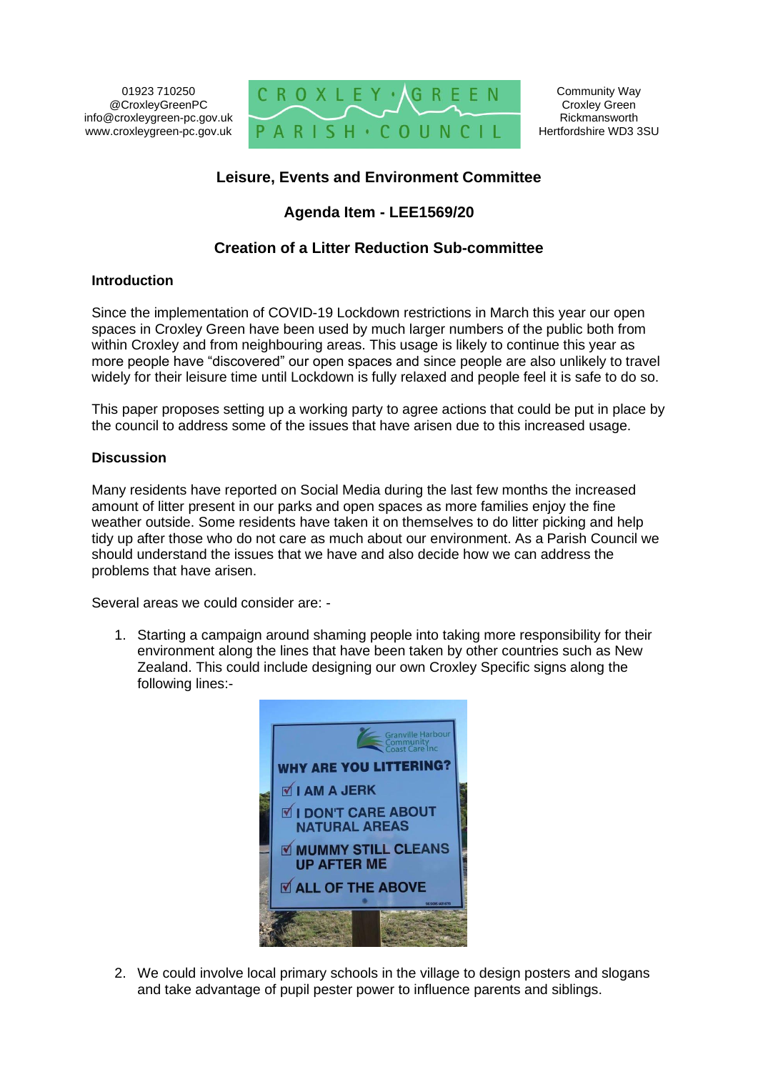01923 710250
@CroxleyGreenPC
info@croxleygreen-pc.gov.uk
www.croxleygreen-pc.gov.uk

CROXLEY GREEN PARISH COUNCIL

Community Way
Croxley Green
Rickmansworth
Hertfordshire WD3 3SU

## Leisure, Events and Environment Committee

## Agenda Item - LEE1569/20

## Creation of a Litter Reduction Sub-committee

### Introduction

Since the implementation of COVID-19 Lockdown restrictions in March this year our open spaces in Croxley Green have been used by much larger numbers of the public both from within Croxley and from neighbouring areas. This usage is likely to continue this year as more people have "discovered" our open spaces and since people are also unlikely to travel widely for their leisure time until Lockdown is fully relaxed and people feel it is safe to do so.

This paper proposes setting up a working party to agree actions that could be put in place by the council to address some of the issues that have arisen due to this increased usage.

### Discussion

Many residents have reported on Social Media during the last few months the increased amount of litter present in our parks and open spaces as more families enjoy the fine weather outside. Some residents have taken it on themselves to do litter picking and help tidy up after those who do not care as much about our environment. As a Parish Council we should understand the issues that we have and also decide how we can address the problems that have arisen.

Several areas we could consider are: -

1. Starting a campaign around shaming people into taking more responsibility for their environment along the lines that have been taken by other countries such as New Zealand. This could include designing our own Croxley Specific signs along the following lines:-

   Granville Harbour Community Coast Care Inc

   WHY ARE YOU LITTERING?
   - I AM A JERK
   - I DON'T CARE ABOUT NATURAL AREAS
   - MUMMY STILL CLEANS UP AFTER ME
   - ALL OF THE ABOVE

2. We could involve local primary schools in the village to design posters and slogans and take advantage of pupil pester power to influence parents and siblings.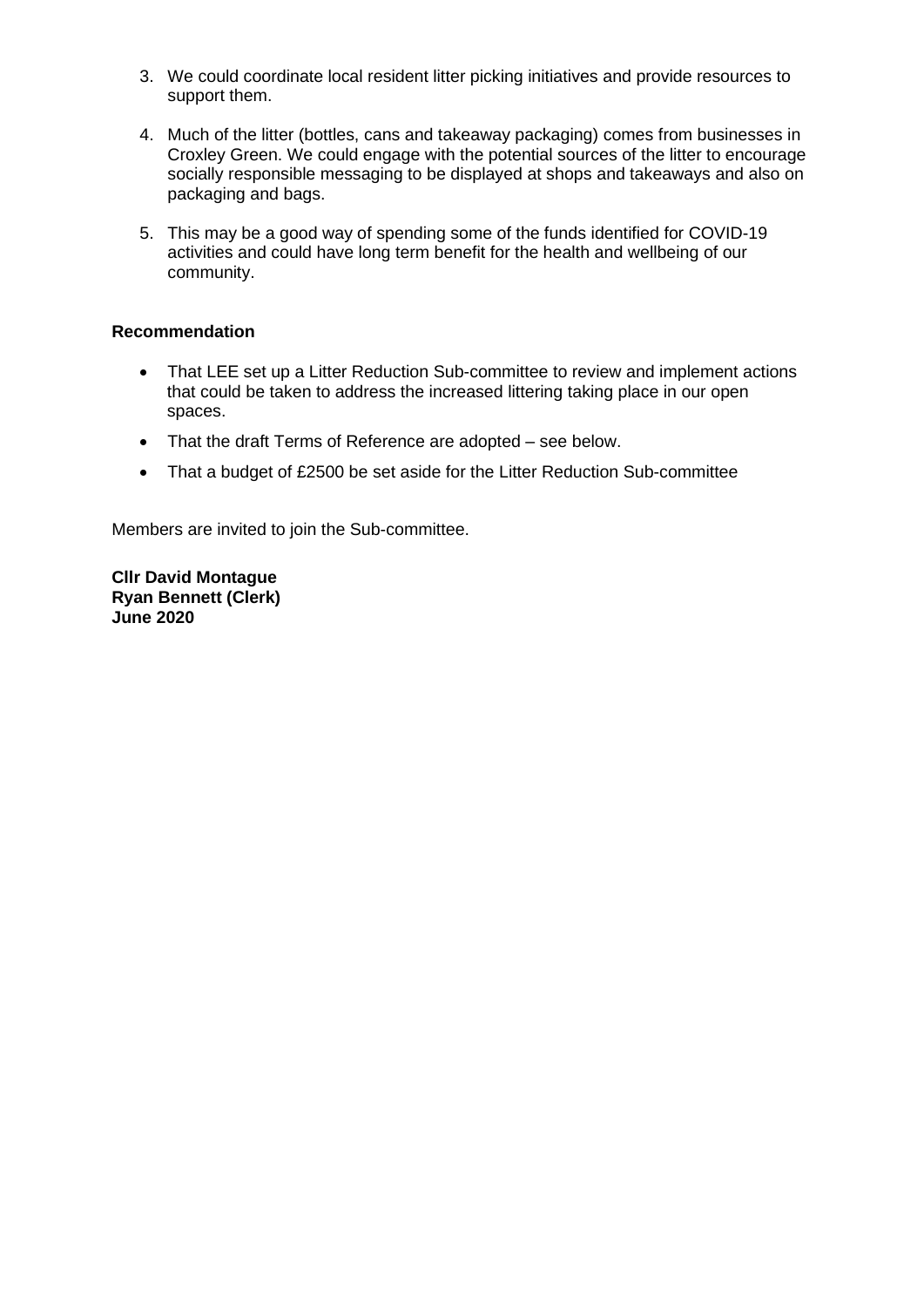3. We could coordinate local resident litter picking initiatives and provide resources to support them.

4. Much of the litter (bottles, cans and takeaway packaging) comes from businesses in Croxley Green. We could engage with the potential sources of the litter to encourage socially responsible messaging to be displayed at shops and takeaways and also on packaging and bags.

5. This may be a good way of spending some of the funds identified for COVID-19 activities and could have long term benefit for the health and wellbeing of our community.

**Recommendation**

- That LEE set up a Litter Reduction Sub-committee to review and implement actions that could be taken to address the increased littering taking place in our open spaces.
- That the draft Terms of Reference are adopted – see below.
- That a budget of £2500 be set aside for the Litter Reduction Sub-committee

Members are invited to join the Sub-committee.

**Cllr David Montague**
**Ryan Bennett (Clerk)**
**June 2020**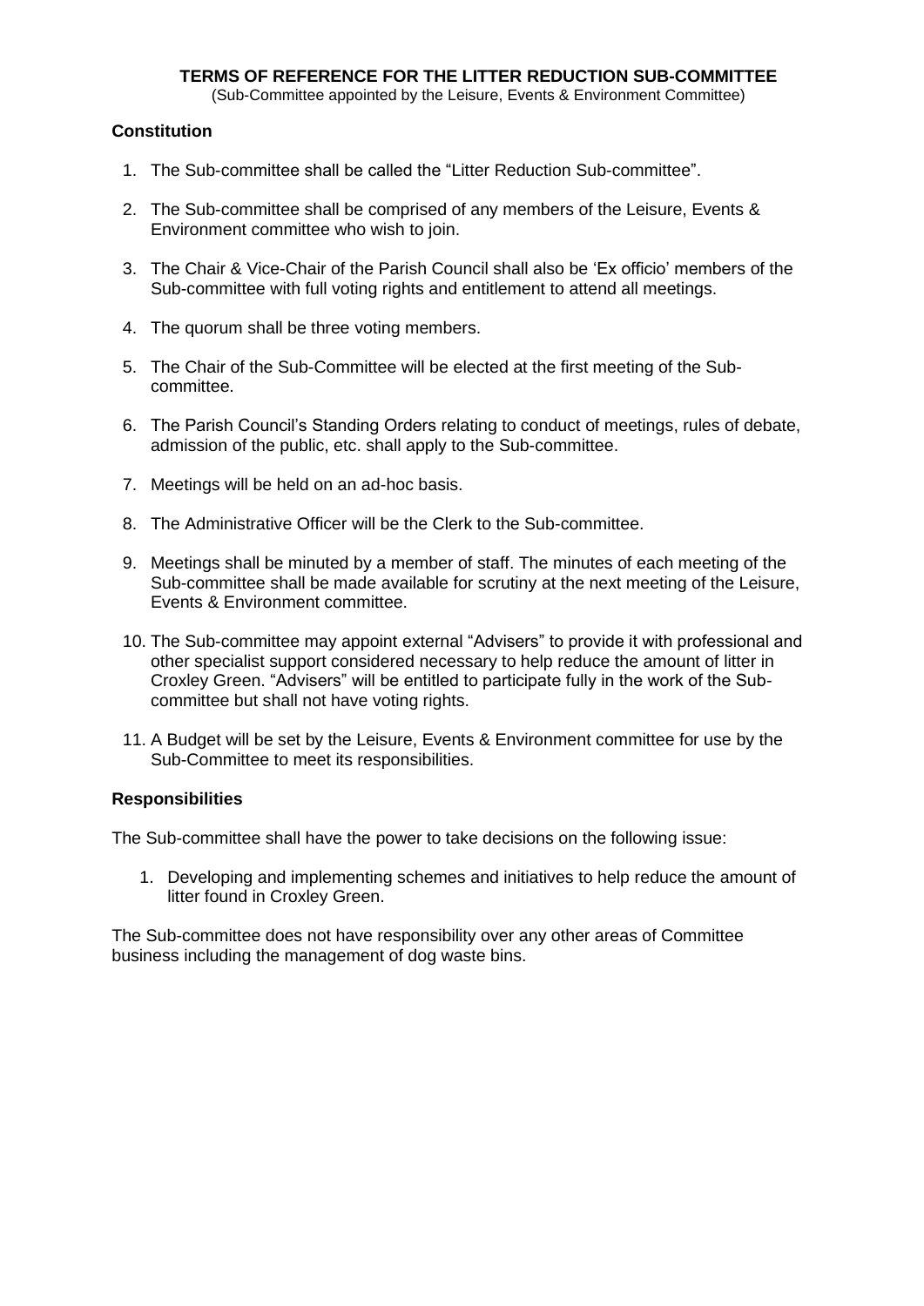# TERMS OF REFERENCE FOR THE LITTER REDUCTION SUB-COMMITTEE

(Sub-Committee appointed by the Leisure, Events & Environment Committee)

**Constitution**

1. The Sub-committee shall be called the "Litter Reduction Sub-committee".
2. The Sub-committee shall be comprised of any members of the Leisure, Events & Environment committee who wish to join.
3. The Chair & Vice-Chair of the Parish Council shall also be 'Ex officio' members of the Sub-committee with full voting rights and entitlement to attend all meetings.
4. The quorum shall be three voting members.
5. The Chair of the Sub-Committee will be elected at the first meeting of the Sub-committee.
6. The Parish Council's Standing Orders relating to conduct of meetings, rules of debate, admission of the public, etc. shall apply to the Sub-committee.
7. Meetings will be held on an ad-hoc basis.
8. The Administrative Officer will be the Clerk to the Sub-committee.
9. Meetings shall be minuted by a member of staff. The minutes of each meeting of the Sub-committee shall be made available for scrutiny at the next meeting of the Leisure, Events & Environment committee.
10. The Sub-committee may appoint external "Advisers" to provide it with professional and other specialist support considered necessary to help reduce the amount of litter in Croxley Green. "Advisers" will be entitled to participate fully in the work of the Sub-committee but shall not have voting rights.
11. A Budget will be set by the Leisure, Events & Environment committee for use by the Sub-Committee to meet its responsibilities.

**Responsibilities**

The Sub-committee shall have the power to take decisions on the following issue:

1. Developing and implementing schemes and initiatives to help reduce the amount of litter found in Croxley Green.

The Sub-committee does not have responsibility over any other areas of Committee business including the management of dog waste bins.